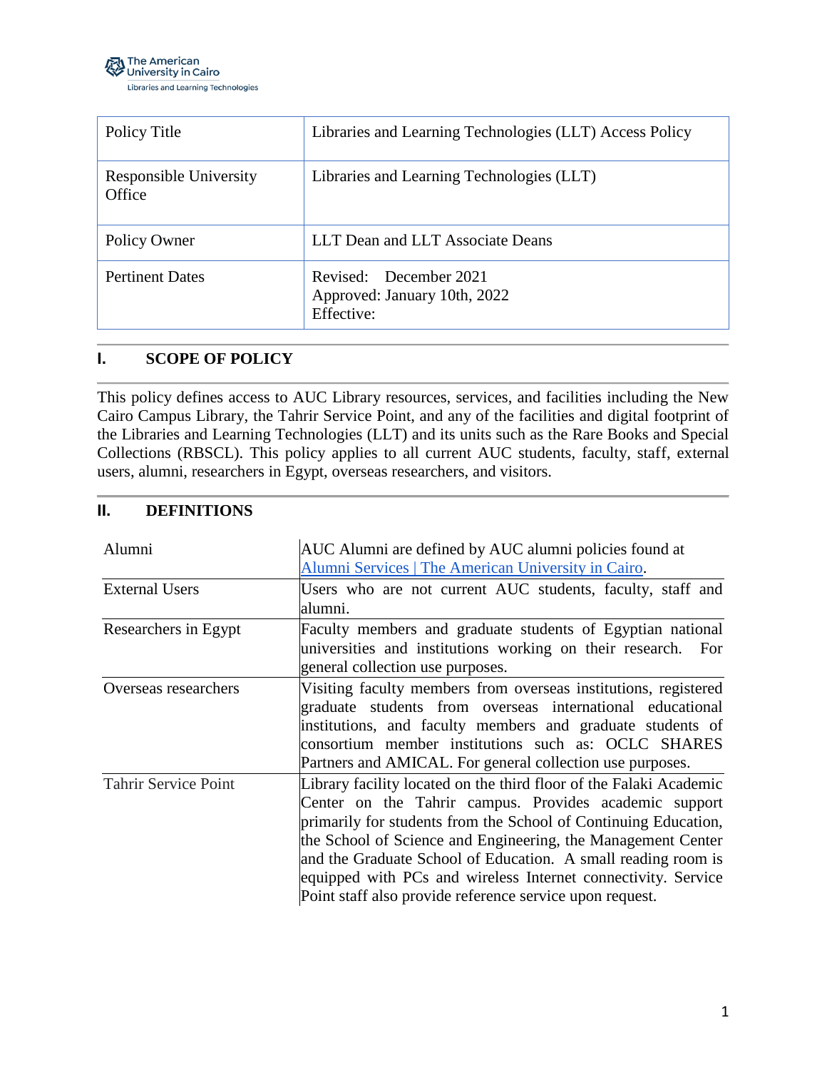The American University in Cairo
Libraries and Learning Technologies

| Policy Title | Libraries and Learning Technologies (LLT) Access Policy |
|---|---|
| Responsible University Office | Libraries and Learning Technologies (LLT) |
| Policy Owner | LLT Dean and LLT Associate Deans |
| Pertinent Dates | Revised: December 2021<br>Approved: January 10th, 2022<br>Effective: |

## I. SCOPE OF POLICY

This policy defines access to AUC Library resources, services, and facilities including the New Cairo Campus Library, the Tahrir Service Point, and any of the facilities and digital footprint of the Libraries and Learning Technologies (LLT) and its units such as the Rare Books and Special Collections (RBSCL). This policy applies to all current AUC students, faculty, staff, external users, alumni, researchers in Egypt, overseas researchers, and visitors.

## II. DEFINITIONS

| Term | Definition |
|---|---|
| Alumni | AUC Alumni are defined by AUC alumni policies found at Alumni Services \| The American University in Cairo. |
| External Users | Users who are not current AUC students, faculty, staff and alumni. |
| Researchers in Egypt | Faculty members and graduate students of Egyptian national universities and institutions working on their research. For general collection use purposes. |
| Overseas researchers | Visiting faculty members from overseas institutions, registered graduate students from overseas international educational institutions, and faculty members and graduate students of consortium member institutions such as: OCLC SHARES Partners and AMICAL. For general collection use purposes. |
| Tahrir Service Point | Library facility located on the third floor of the Falaki Academic Center on the Tahrir campus. Provides academic support primarily for students from the School of Continuing Education, the School of Science and Engineering, the Management Center and the Graduate School of Education. A small reading room is equipped with PCs and wireless Internet connectivity. Service Point staff also provide reference service upon request. |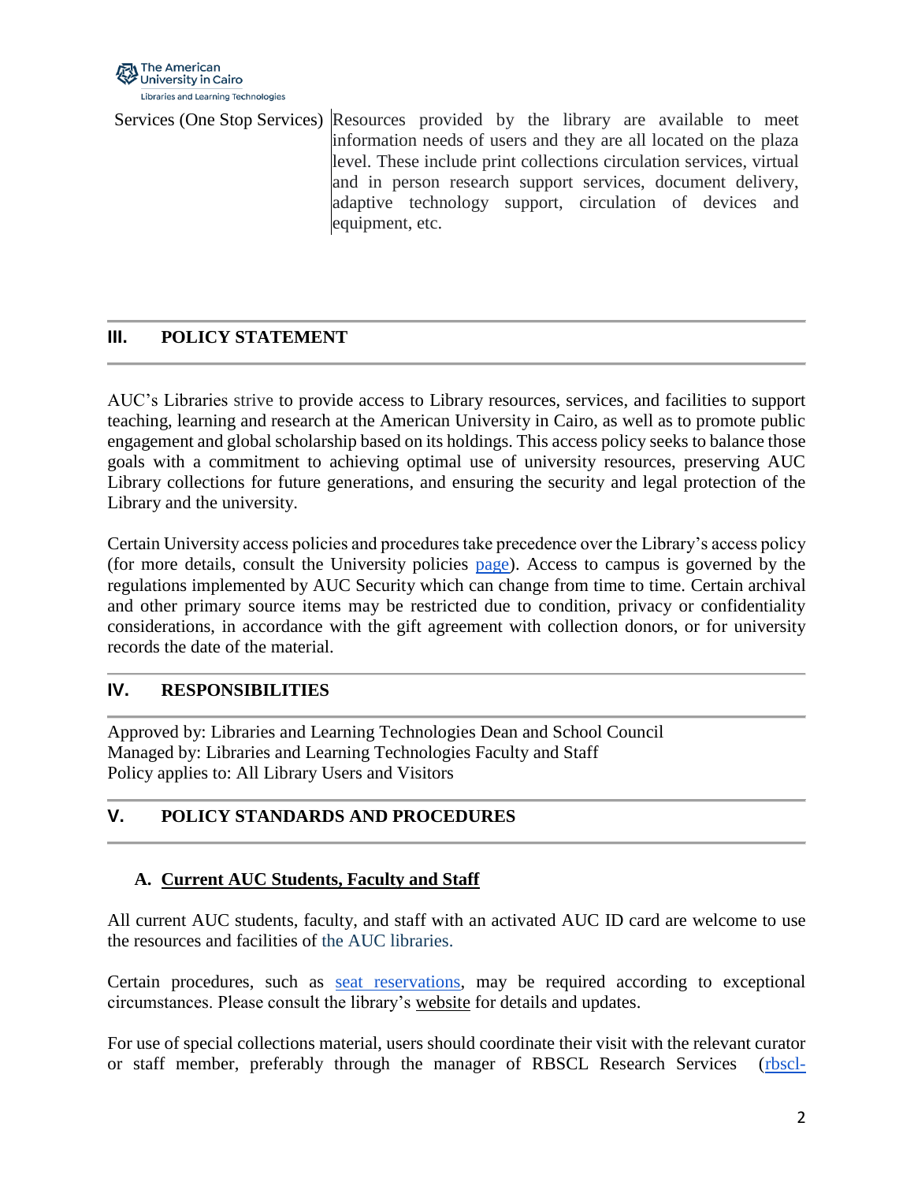| | |
|---|---|
| Services (One Stop Services) | Resources provided by the library are available to meet information needs of users and they are all located on the plaza level. These include print collections circulation services, virtual and in person research support services, document delivery, adaptive technology support, circulation of devices and equipment, etc. |

## III. POLICY STATEMENT

AUC's Libraries strive to provide access to Library resources, services, and facilities to support teaching, learning and research at the American University in Cairo, as well as to promote public engagement and global scholarship based on its holdings. This access policy seeks to balance those goals with a commitment to achieving optimal use of university resources, preserving AUC Library collections for future generations, and ensuring the security and legal protection of the Library and the university.

Certain University access policies and procedures take precedence over the Library's access policy (for more details, consult the University policies page). Access to campus is governed by the regulations implemented by AUC Security which can change from time to time. Certain archival and other primary source items may be restricted due to condition, privacy or confidentiality considerations, in accordance with the gift agreement with collection donors, or for university records the date of the material.

## IV. RESPONSIBILITIES

Approved by: Libraries and Learning Technologies Dean and School Council
Managed by: Libraries and Learning Technologies Faculty and Staff
Policy applies to: All Library Users and Visitors

## V. POLICY STANDARDS AND PROCEDURES

### A. Current AUC Students, Faculty and Staff

All current AUC students, faculty, and staff with an activated AUC ID card are welcome to use the resources and facilities of the AUC libraries.

Certain procedures, such as seat reservations, may be required according to exceptional circumstances. Please consult the library's website for details and updates.

For use of special collections material, users should coordinate their visit with the relevant curator or staff member, preferably through the manager of RBSCL Research Services (rbscl-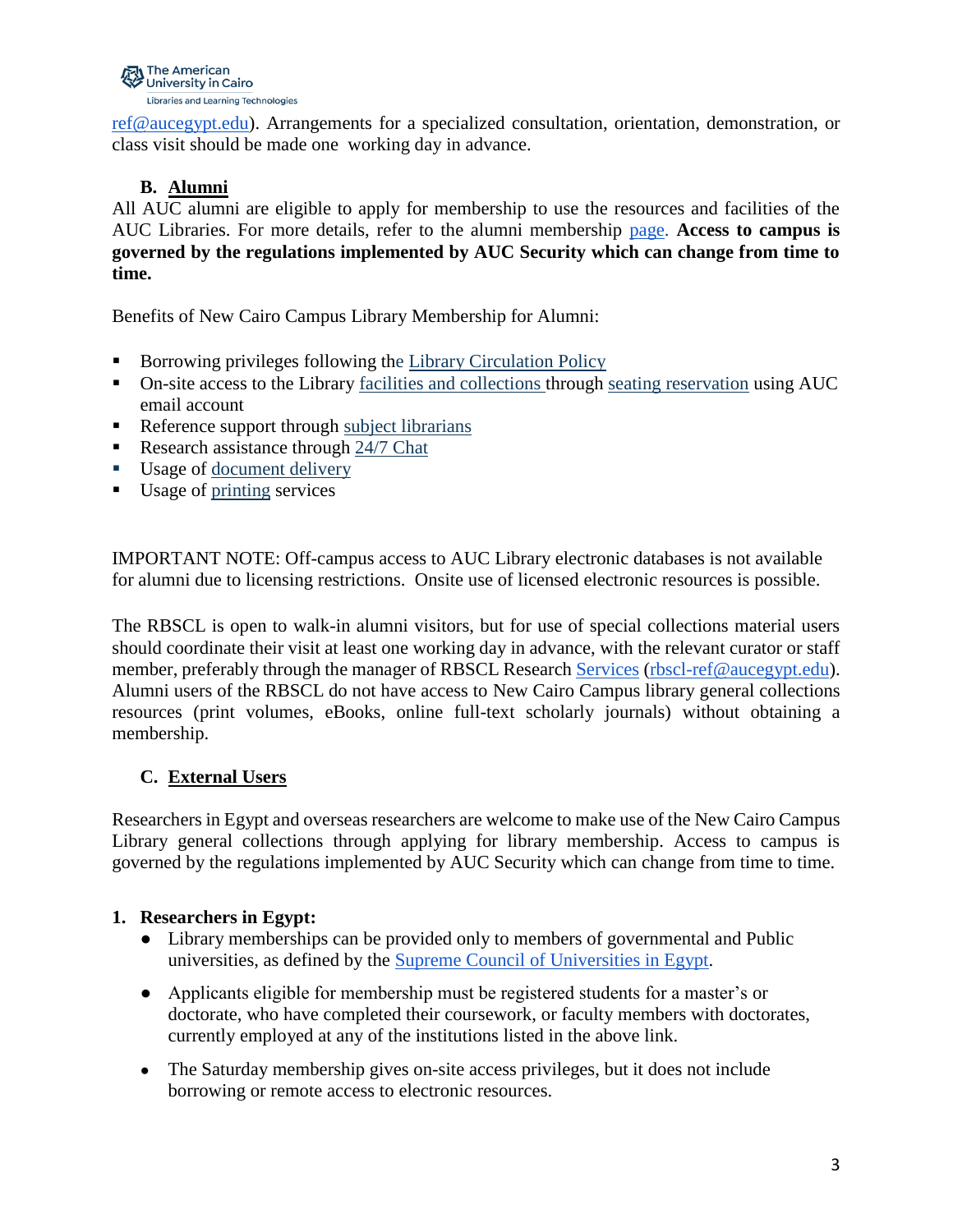ref@aucegypt.edu). Arrangements for a specialized consultation, orientation, demonstration, or class visit should be made one working day in advance.

### B. Alumni

All AUC alumni are eligible to apply for membership to use the resources and facilities of the AUC Libraries. For more details, refer to the alumni membership page. **Access to campus is governed by the regulations implemented by AUC Security which can change from time to time.**

Benefits of New Cairo Campus Library Membership for Alumni:

- Borrowing privileges following the Library Circulation Policy
- On-site access to the Library facilities and collections through seating reservation using AUC email account
- Reference support through subject librarians
- Research assistance through 24/7 Chat
- Usage of document delivery
- Usage of printing services

IMPORTANT NOTE: Off-campus access to AUC Library electronic databases is not available for alumni due to licensing restrictions. Onsite use of licensed electronic resources is possible.

The RBSCL is open to walk-in alumni visitors, but for use of special collections material users should coordinate their visit at least one working day in advance, with the relevant curator or staff member, preferably through the manager of RBSCL Research Services (rbscl-ref@aucegypt.edu). Alumni users of the RBSCL do not have access to New Cairo Campus library general collections resources (print volumes, eBooks, online full-text scholarly journals) without obtaining a membership.

### C. External Users

Researchers in Egypt and overseas researchers are welcome to make use of the New Cairo Campus Library general collections through applying for library membership. Access to campus is governed by the regulations implemented by AUC Security which can change from time to time.

#### 1. Researchers in Egypt:

- Library memberships can be provided only to members of governmental and Public universities, as defined by the Supreme Council of Universities in Egypt.
- Applicants eligible for membership must be registered students for a master's or doctorate, who have completed their coursework, or faculty members with doctorates, currently employed at any of the institutions listed in the above link.
- The Saturday membership gives on-site access privileges, but it does not include borrowing or remote access to electronic resources.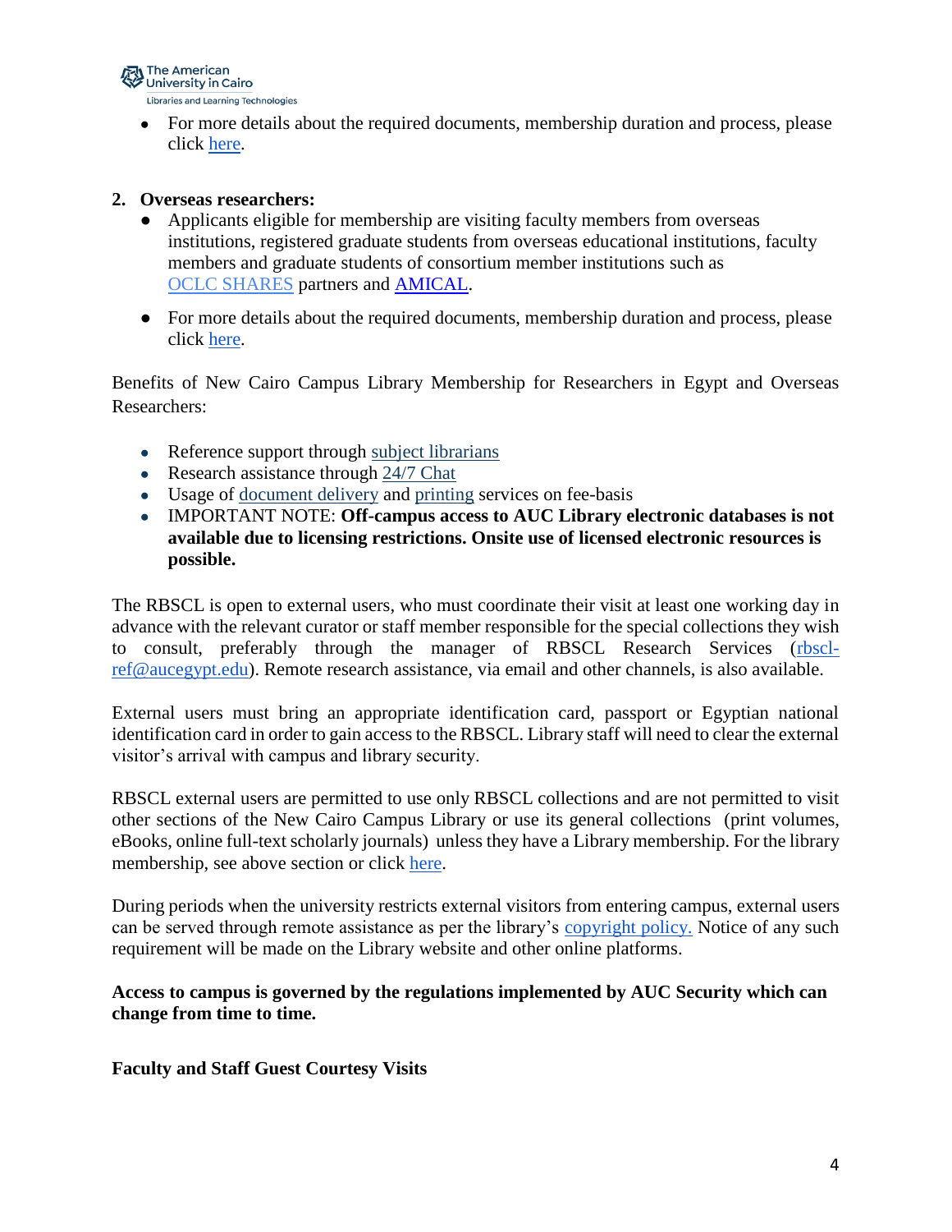- For more details about the required documents, membership duration and process, please click here.

2. **Overseas researchers:**
   - Applicants eligible for membership are visiting faculty members from overseas institutions, registered graduate students from overseas educational institutions, faculty members and graduate students of consortium member institutions such as OCLC SHARES partners and AMICAL.
   - For more details about the required documents, membership duration and process, please click here.

Benefits of New Cairo Campus Library Membership for Researchers in Egypt and Overseas Researchers:

- Reference support through subject librarians
- Research assistance through 24/7 Chat
- Usage of document delivery and printing services on fee-basis
- IMPORTANT NOTE: **Off-campus access to AUC Library electronic databases is not available due to licensing restrictions. Onsite use of licensed electronic resources is possible.**

The RBSCL is open to external users, who must coordinate their visit at least one working day in advance with the relevant curator or staff member responsible for the special collections they wish to consult, preferably through the manager of RBSCL Research Services (rbscl-ref@aucegypt.edu). Remote research assistance, via email and other channels, is also available.

External users must bring an appropriate identification card, passport or Egyptian national identification card in order to gain access to the RBSCL. Library staff will need to clear the external visitor's arrival with campus and library security.

RBSCL external users are permitted to use only RBSCL collections and are not permitted to visit other sections of the New Cairo Campus Library or use its general collections (print volumes, eBooks, online full-text scholarly journals) unless they have a Library membership. For the library membership, see above section or click here.

During periods when the university restricts external visitors from entering campus, external users can be served through remote assistance as per the library's copyright policy. Notice of any such requirement will be made on the Library website and other online platforms.

**Access to campus is governed by the regulations implemented by AUC Security which can change from time to time.**

**Faculty and Staff Guest Courtesy Visits**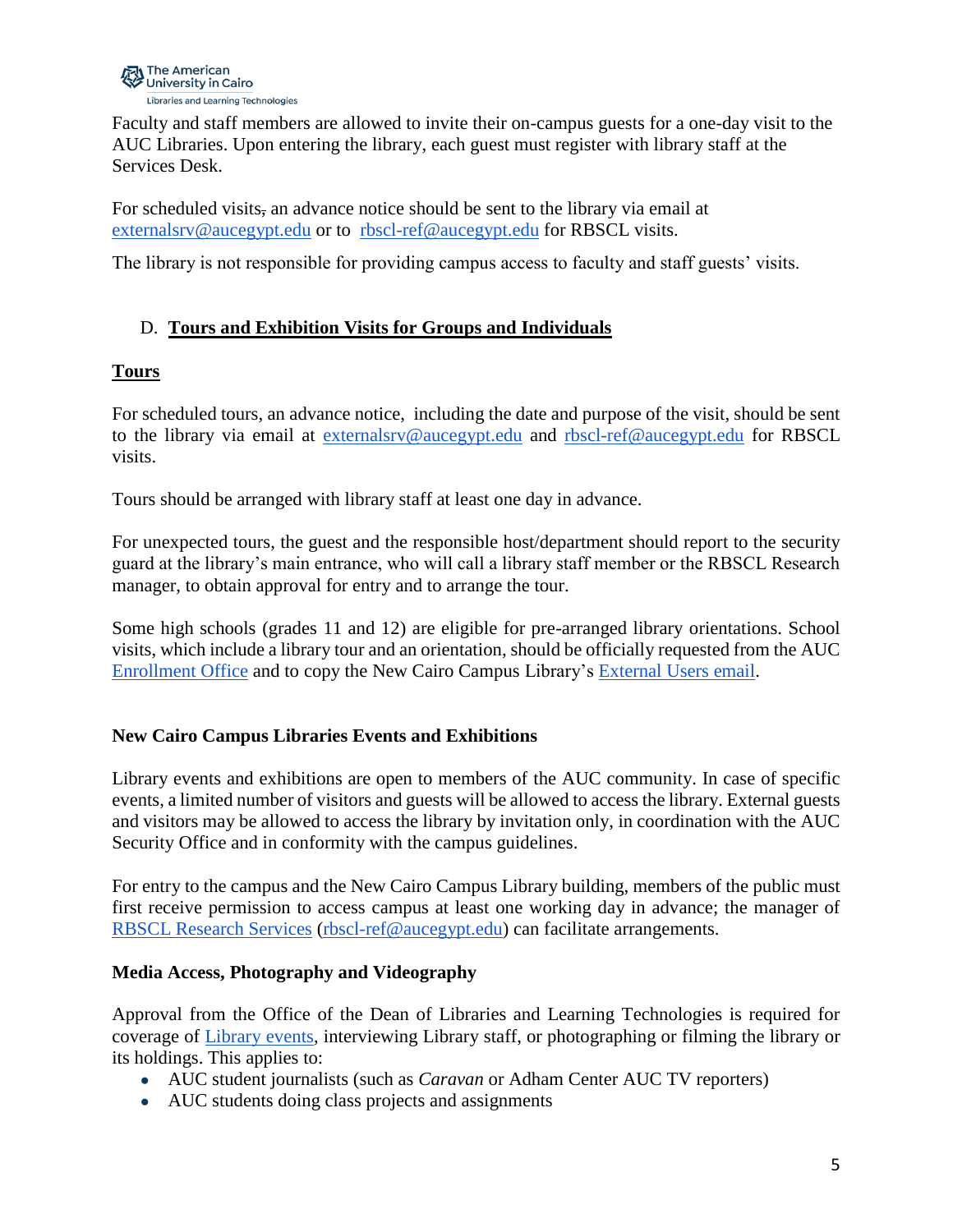Faculty and staff members are allowed to invite their on-campus guests for a one-day visit to the AUC Libraries. Upon entering the library, each guest must register with library staff at the Services Desk.

For scheduled visits, an advance notice should be sent to the library via email at externalsrv@aucegypt.edu or to rbscl-ref@aucegypt.edu for RBSCL visits.

The library is not responsible for providing campus access to faculty and staff guests' visits.

## D. Tours and Exhibition Visits for Groups and Individuals

### Tours

For scheduled tours, an advance notice, including the date and purpose of the visit, should be sent to the library via email at externalsrv@aucegypt.edu and rbscl-ref@aucegypt.edu for RBSCL visits.

Tours should be arranged with library staff at least one day in advance.

For unexpected tours, the guest and the responsible host/department should report to the security guard at the library's main entrance, who will call a library staff member or the RBSCL Research manager, to obtain approval for entry and to arrange the tour.

Some high schools (grades 11 and 12) are eligible for pre-arranged library orientations. School visits, which include a library tour and an orientation, should be officially requested from the AUC Enrollment Office and to copy the New Cairo Campus Library's External Users email.

### New Cairo Campus Libraries Events and Exhibitions

Library events and exhibitions are open to members of the AUC community. In case of specific events, a limited number of visitors and guests will be allowed to access the library. External guests and visitors may be allowed to access the library by invitation only, in coordination with the AUC Security Office and in conformity with the campus guidelines.

For entry to the campus and the New Cairo Campus Library building, members of the public must first receive permission to access campus at least one working day in advance; the manager of RBSCL Research Services (rbscl-ref@aucegypt.edu) can facilitate arrangements.

### Media Access, Photography and Videography

Approval from the Office of the Dean of Libraries and Learning Technologies is required for coverage of Library events, interviewing Library staff, or photographing or filming the library or its holdings. This applies to:

- AUC student journalists (such as *Caravan* or Adham Center AUC TV reporters)
- AUC students doing class projects and assignments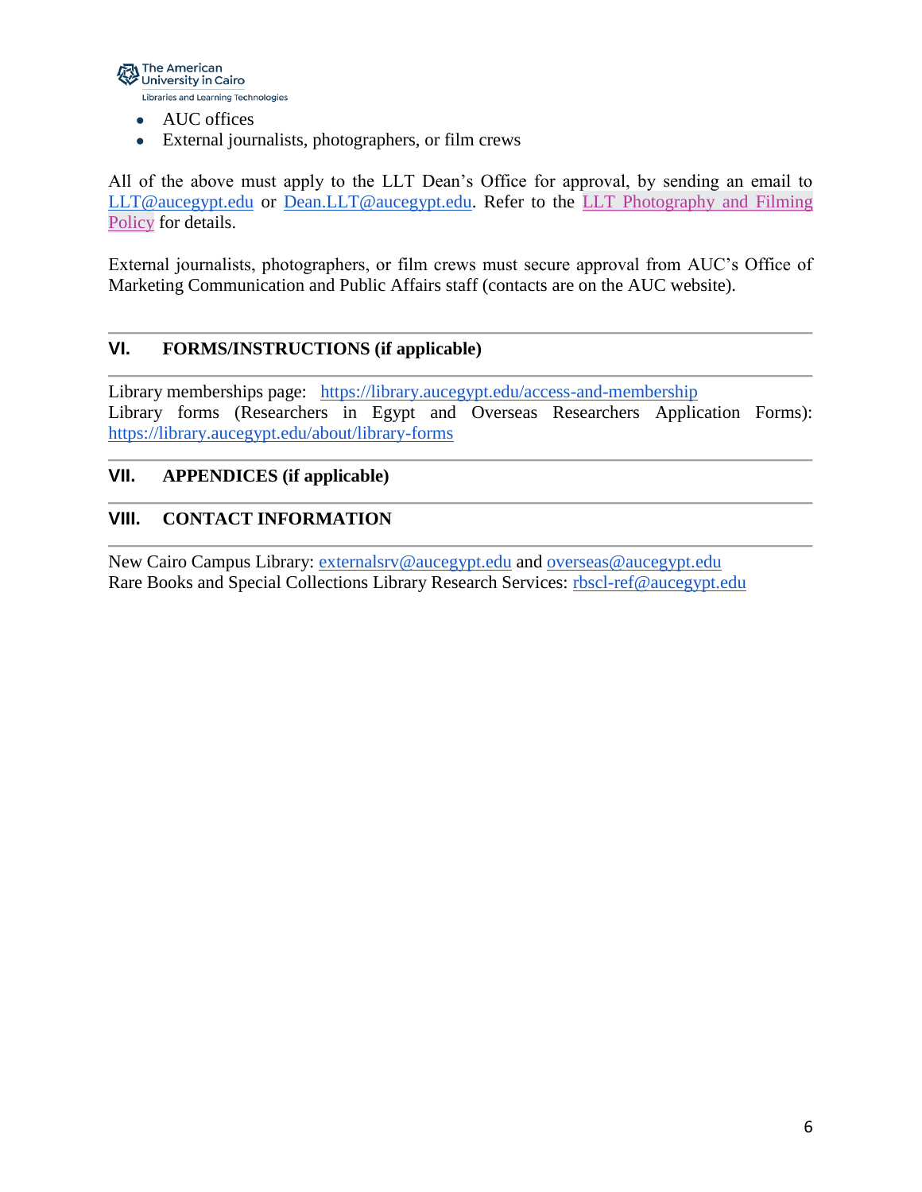- AUC offices
- External journalists, photographers, or film crews

All of the above must apply to the LLT Dean's Office for approval, by sending an email to LLT@aucegypt.edu or Dean.LLT@aucegypt.edu. Refer to the LLT Photography and Filming Policy for details.

External journalists, photographers, or film crews must secure approval from AUC's Office of Marketing Communication and Public Affairs staff (contacts are on the AUC website).

## VI. FORMS/INSTRUCTIONS (if applicable)

Library memberships page: https://library.aucegypt.edu/access-and-membership
Library forms (Researchers in Egypt and Overseas Researchers Application Forms): https://library.aucegypt.edu/about/library-forms

## VII. APPENDICES (if applicable)

## VIII. CONTACT INFORMATION

New Cairo Campus Library: externalsrv@aucegypt.edu and overseas@aucegypt.edu
Rare Books and Special Collections Library Research Services: rbscl-ref@aucegypt.edu